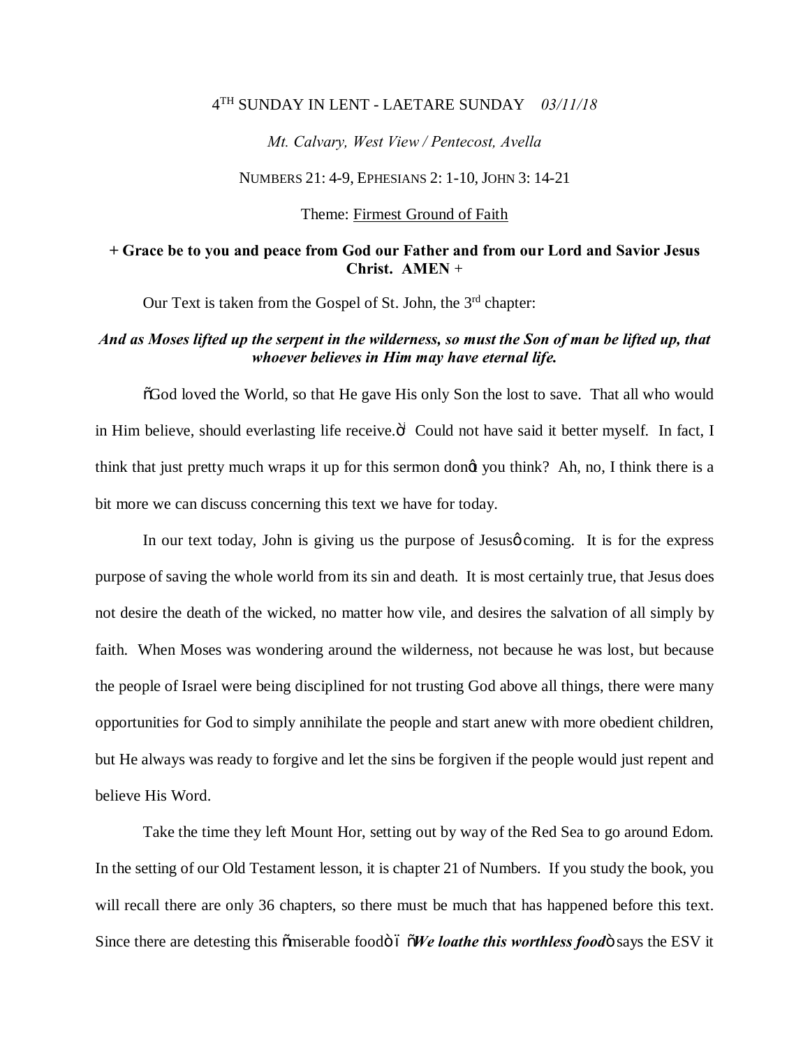4[TH] SUNDAY IN LENT - LAETARE SUNDAY *03/11/18*

*Mt. Calvary, West View / Pentecost, Avella*

NUMBERS 21: 4-9, EPHESIANS 2: 1-10, JOHN 3: 14-21

Theme: Firmest Ground of Faith

**+ Grace be to you and peace from God our Father and from our Lord and Savior Jesus Christ. AMEN +**

Our Text is taken from the Gospel of St. John, the 3[rd] chapter:

***And as Moses lifted up the serpent in the wilderness, so must the Son of man be lifted up, that whoever believes in Him may have eternal life.***

"God loved the World, so that He gave His only Son the lost to save. That all who would in Him believe, should everlasting life receive." Could not have said it better myself. In fact, I think that just pretty much wraps it up for this sermon don't you think? Ah, no, I think there is a bit more we can discuss concerning this text we have for today.

In our text today, John is giving us the purpose of Jesus' coming. It is for the express purpose of saving the whole world from its sin and death. It is most certainly true, that Jesus does not desire the death of the wicked, no matter how vile, and desires the salvation of all simply by faith. When Moses was wondering around the wilderness, not because he was lost, but because the people of Israel were being disciplined for not trusting God above all things, there were many opportunities for God to simply annihilate the people and start anew with more obedient children, but He always was ready to forgive and let the sins be forgiven if the people would just repent and believe His Word.

Take the time they left Mount Hor, setting out by way of the Red Sea to go around Edom. In the setting of our Old Testament lesson, it is chapter 21 of Numbers. If you study the book, you will recall there are only 36 chapters, so there must be much that has happened before this text. Since there are detesting this "miserable food" – "***We loathe this worthless food***" says the ESV it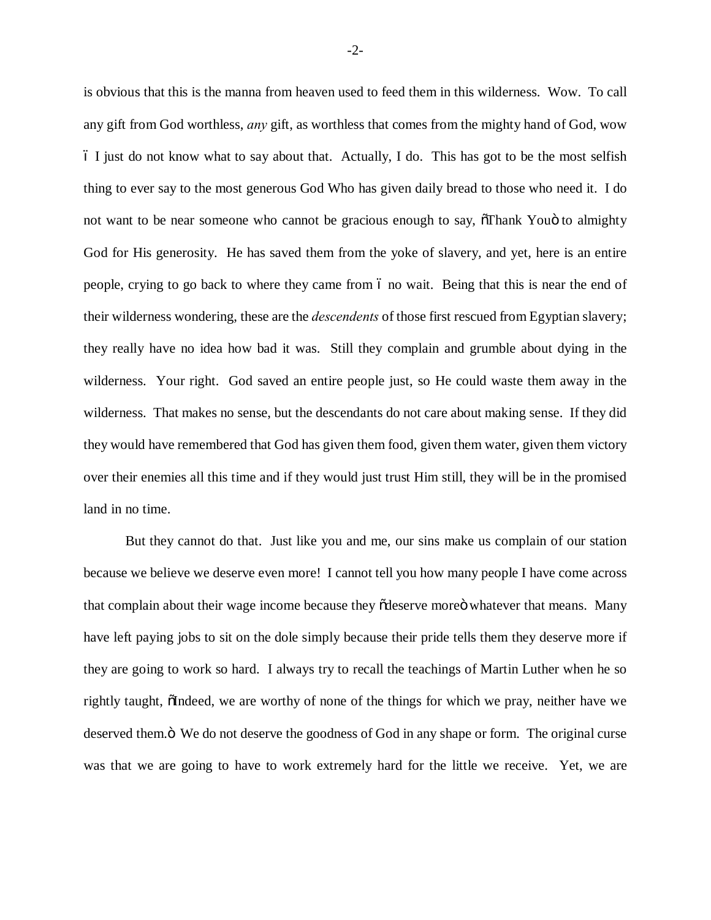is obvious that this is the manna from heaven used to feed them in this wilderness. Wow. To call any gift from God worthless, *any* gift, as worthless that comes from the mighty hand of God, wow – I just do not know what to say about that. Actually, I do. This has got to be the most selfish thing to ever say to the most generous God Who has given daily bread to those who need it. I do not want to be near someone who cannot be gracious enough to say, "Thank You" to almighty God for His generosity. He has saved them from the yoke of slavery, and yet, here is an entire people, crying to go back to where they came from – no wait. Being that this is near the end of their wilderness wondering, these are the *descendents* of those first rescued from Egyptian slavery; they really have no idea how bad it was. Still they complain and grumble about dying in the wilderness. Your right. God saved an entire people just, so He could waste them away in the wilderness. That makes no sense, but the descendants do not care about making sense. If they did they would have remembered that God has given them food, given them water, given them victory over their enemies all this time and if they would just trust Him still, they will be in the promised land in no time.

But they cannot do that. Just like you and me, our sins make us complain of our station because we believe we deserve even more! I cannot tell you how many people I have come across that complain about their wage income because they "deserve more" whatever that means. Many have left paying jobs to sit on the dole simply because their pride tells them they deserve more if they are going to work so hard. I always try to recall the teachings of Martin Luther when he so rightly taught, "Indeed, we are worthy of none of the things for which we pray, neither have we deserved them." We do not deserve the goodness of God in any shape or form. The original curse was that we are going to have to work extremely hard for the little we receive. Yet, we are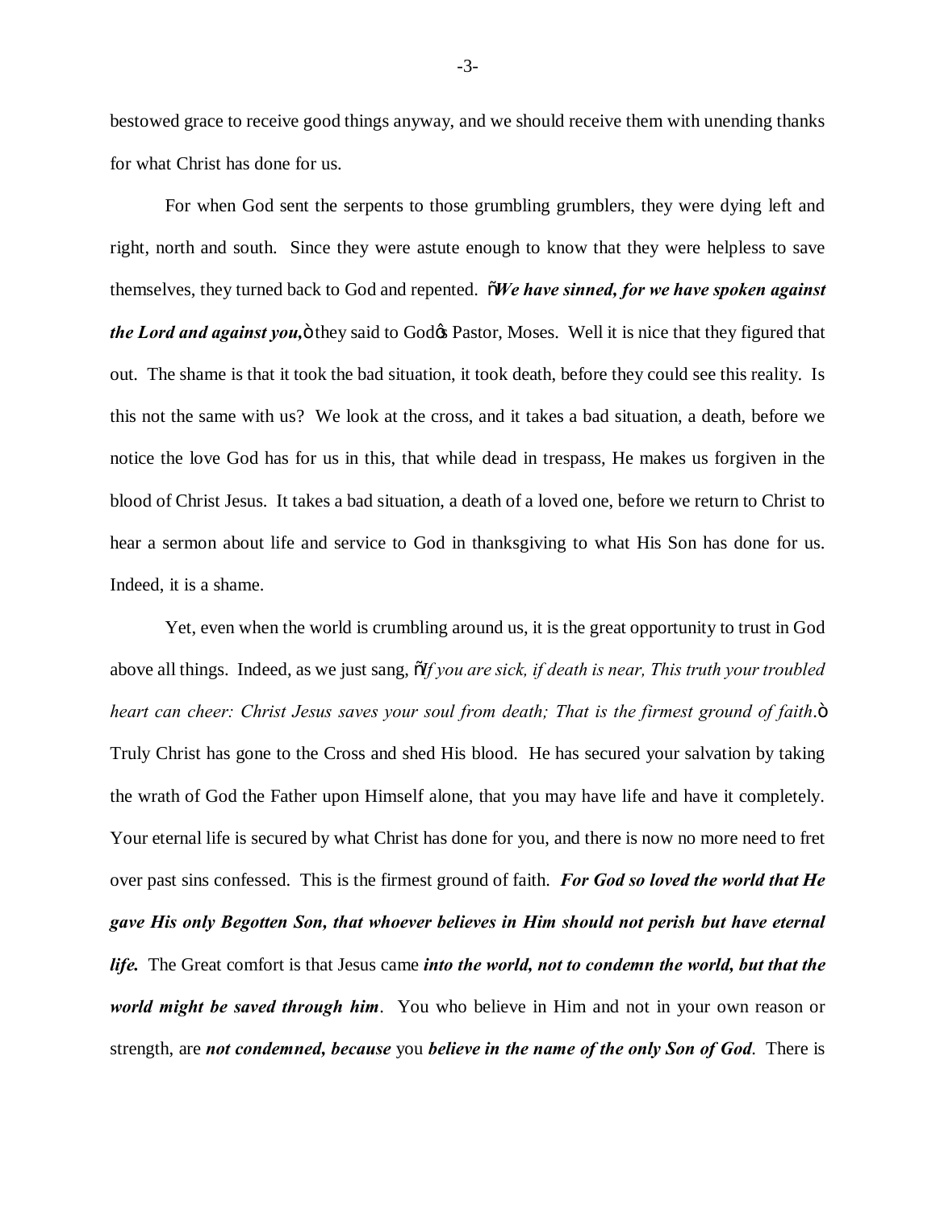bestowed grace to receive good things anyway, and we should receive them with unending thanks for what Christ has done for us.

For when God sent the serpents to those grumbling grumblers, they were dying left and right, north and south. Since they were astute enough to know that they were helpless to save themselves, they turned back to God and repented. "***We have sinned, for we have spoken against the Lord and against you,***" they said to God's Pastor, Moses. Well it is nice that they figured that out. The shame is that it took the bad situation, it took death, before they could see this reality. Is this not the same with us? We look at the cross, and it takes a bad situation, a death, before we notice the love God has for us in this, that while dead in trespass, He makes us forgiven in the blood of Christ Jesus. It takes a bad situation, a death of a loved one, before we return to Christ to hear a sermon about life and service to God in thanksgiving to what His Son has done for us. Indeed, it is a shame.

Yet, even when the world is crumbling around us, it is the great opportunity to trust in God above all things. Indeed, as we just sang, "*If you are sick, if death is near, This truth your troubled heart can cheer: Christ Jesus saves your soul from death; That is the firmest ground of faith*." Truly Christ has gone to the Cross and shed His blood. He has secured your salvation by taking the wrath of God the Father upon Himself alone, that you may have life and have it completely. Your eternal life is secured by what Christ has done for you, and there is now no more need to fret over past sins confessed. This is the firmest ground of faith. ***For God so loved the world that He gave His only Begotten Son, that whoever believes in Him should not perish but have eternal life.*** The Great comfort is that Jesus came ***into the world, not to condemn the world, but that the world might be saved through him***. You who believe in Him and not in your own reason or strength, are ***not condemned, because*** you ***believe in the name of the only Son of God***. There is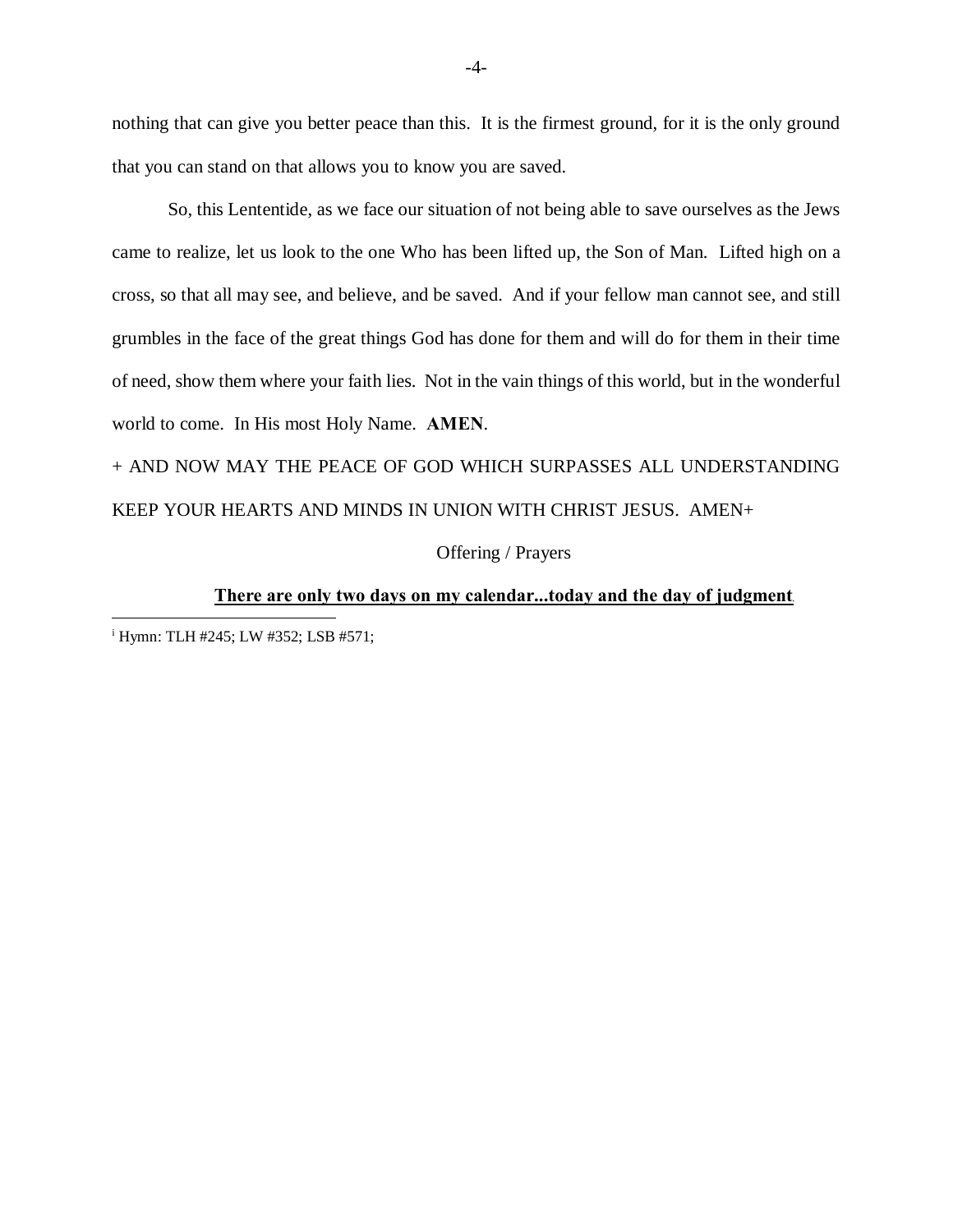nothing that can give you better peace than this. It is the firmest ground, for it is the only ground that you can stand on that allows you to know you are saved.

So, this Lententide, as we face our situation of not being able to save ourselves as the Jews came to realize, let us look to the one Who has been lifted up, the Son of Man. Lifted high on a cross, so that all may see, and believe, and be saved. And if your fellow man cannot see, and still grumbles in the face of the great things God has done for them and will do for them in their time of need, show them where your faith lies. Not in the vain things of this world, but in the wonderful world to come. In His most Holy Name. **AMEN**.

+ AND NOW MAY THE PEACE OF GOD WHICH SURPASSES ALL UNDERSTANDING KEEP YOUR HEARTS AND MINDS IN UNION WITH CHRIST JESUS. AMEN+

Offering / Prayers

**There are only two days on my calendar...today and the day of judgment**

---

[i] Hymn: TLH #245; LW #352; LSB #571;